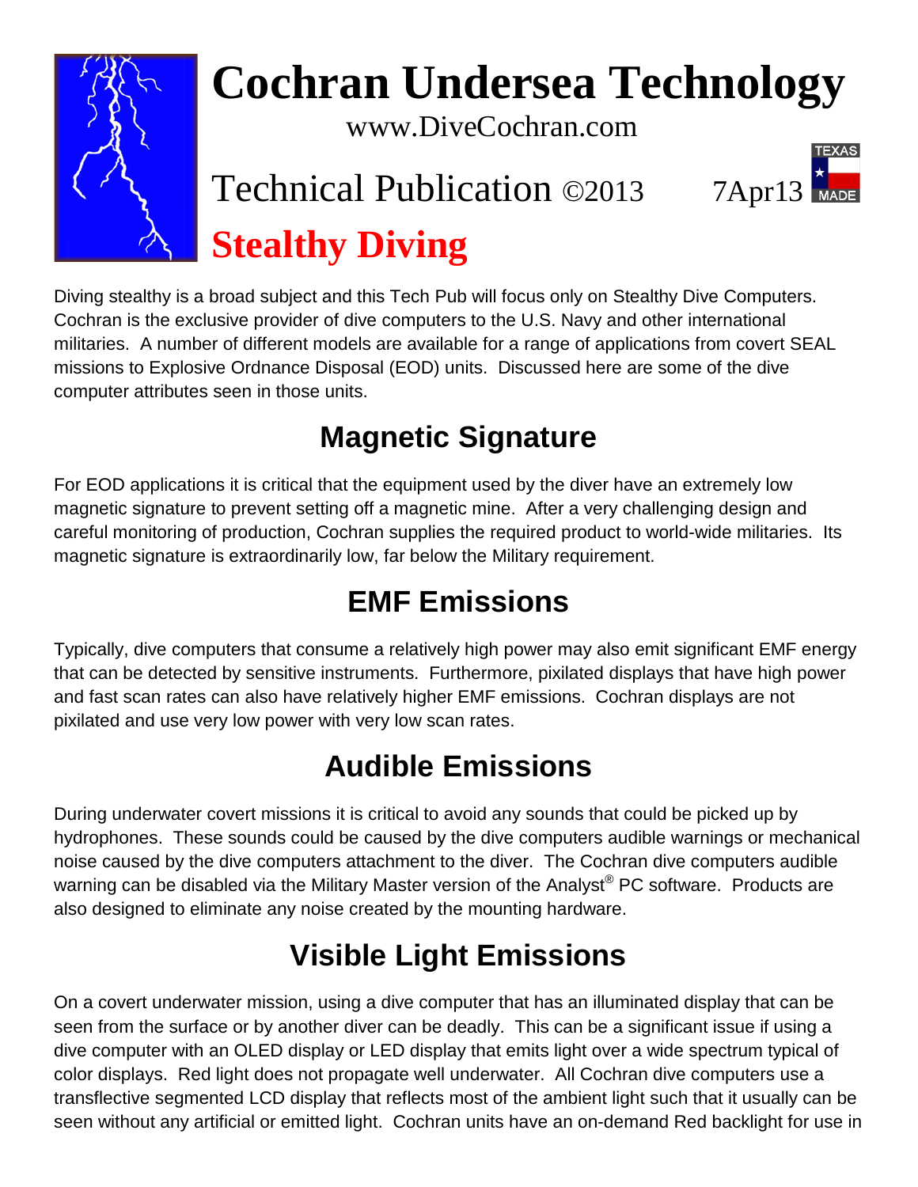# Cochran Undersea Technology

www.DiveCochran.com

Technical Publication ©2013 7Apr13

TEXAS MADE

## Stealthy Diving

Diving stealthy is a broad subject and this Tech Pub will focus only on Stealthy Dive Computers. Cochran is the exclusive provider of dive computers to the U.S. Navy and other international militaries. A number of different models are available for a range of applications from covert SEAL missions to Explosive Ordnance Disposal (EOD) units. Discussed here are some of the dive computer attributes seen in those units.

## Magnetic Signature

For EOD applications it is critical that the equipment used by the diver have an extremely low magnetic signature to prevent setting off a magnetic mine. After a very challenging design and careful monitoring of production, Cochran supplies the required product to world-wide militaries. Its magnetic signature is extraordinarily low, far below the Military requirement.

## EMF Emissions

Typically, dive computers that consume a relatively high power may also emit significant EMF energy that can be detected by sensitive instruments. Furthermore, pixilated displays that have high power and fast scan rates can also have relatively higher EMF emissions. Cochran displays are not pixilated and use very low power with very low scan rates.

## Audible Emissions

During underwater covert missions it is critical to avoid any sounds that could be picked up by hydrophones. These sounds could be caused by the dive computers audible warnings or mechanical noise caused by the dive computers attachment to the diver. The Cochran dive computers audible warning can be disabled via the Military Master version of the Analyst® PC software. Products are also designed to eliminate any noise created by the mounting hardware.

## Visible Light Emissions

On a covert underwater mission, using a dive computer that has an illuminated display that can be seen from the surface or by another diver can be deadly. This can be a significant issue if using a dive computer with an OLED display or LED display that emits light over a wide spectrum typical of color displays. Red light does not propagate well underwater. All Cochran dive computers use a transflective segmented LCD display that reflects most of the ambient light such that it usually can be seen without any artificial or emitted light. Cochran units have an on-demand Red backlight for use in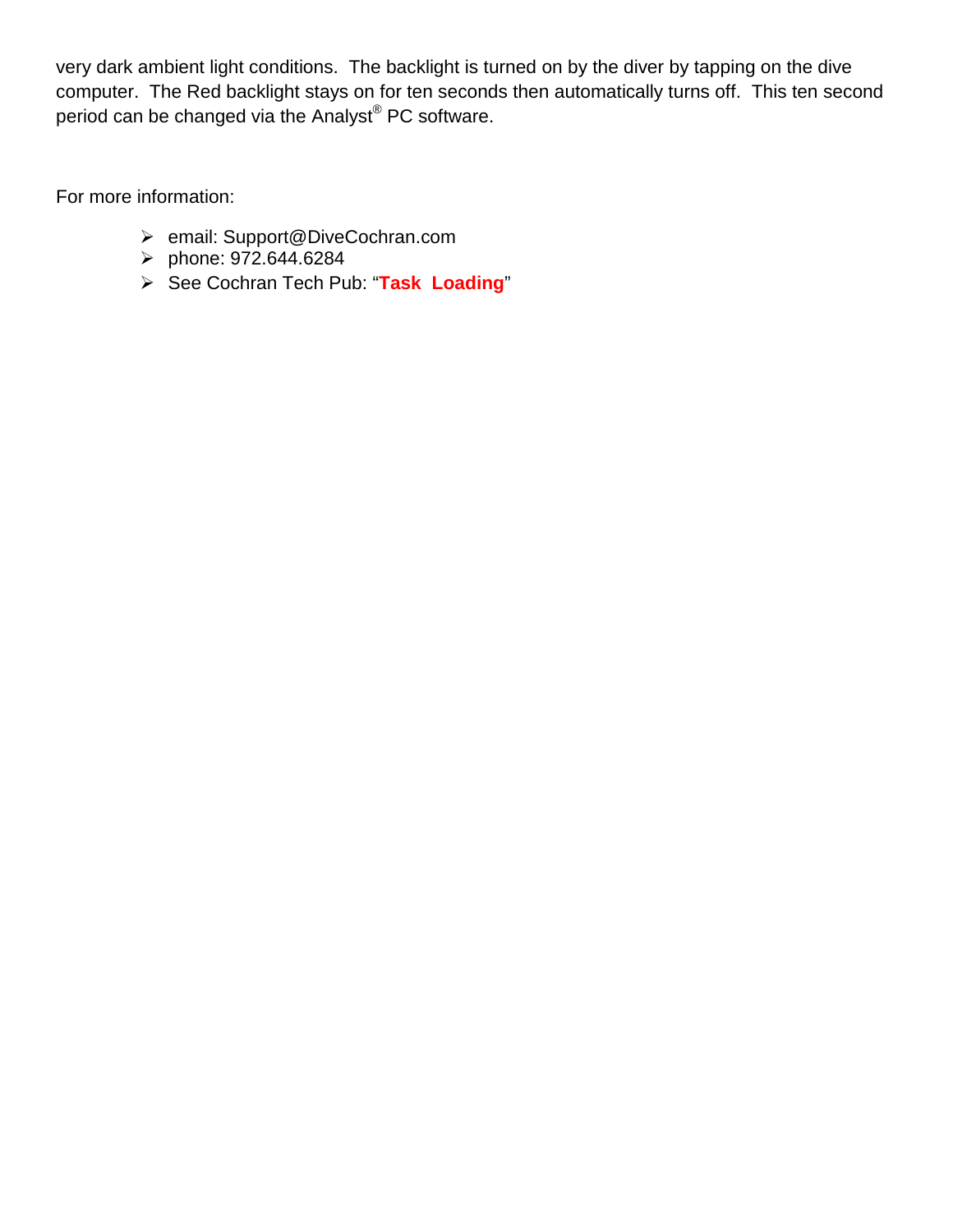very dark ambient light conditions.  The backlight is turned on by the diver by tapping on the dive computer.  The Red backlight stays on for ten seconds then automatically turns off.  This ten second period can be changed via the Analyst® PC software.

For more information:

- email: Support@DiveCochran.com
- phone: 972.644.6284
- See Cochran Tech Pub: "**Task  Loading**"